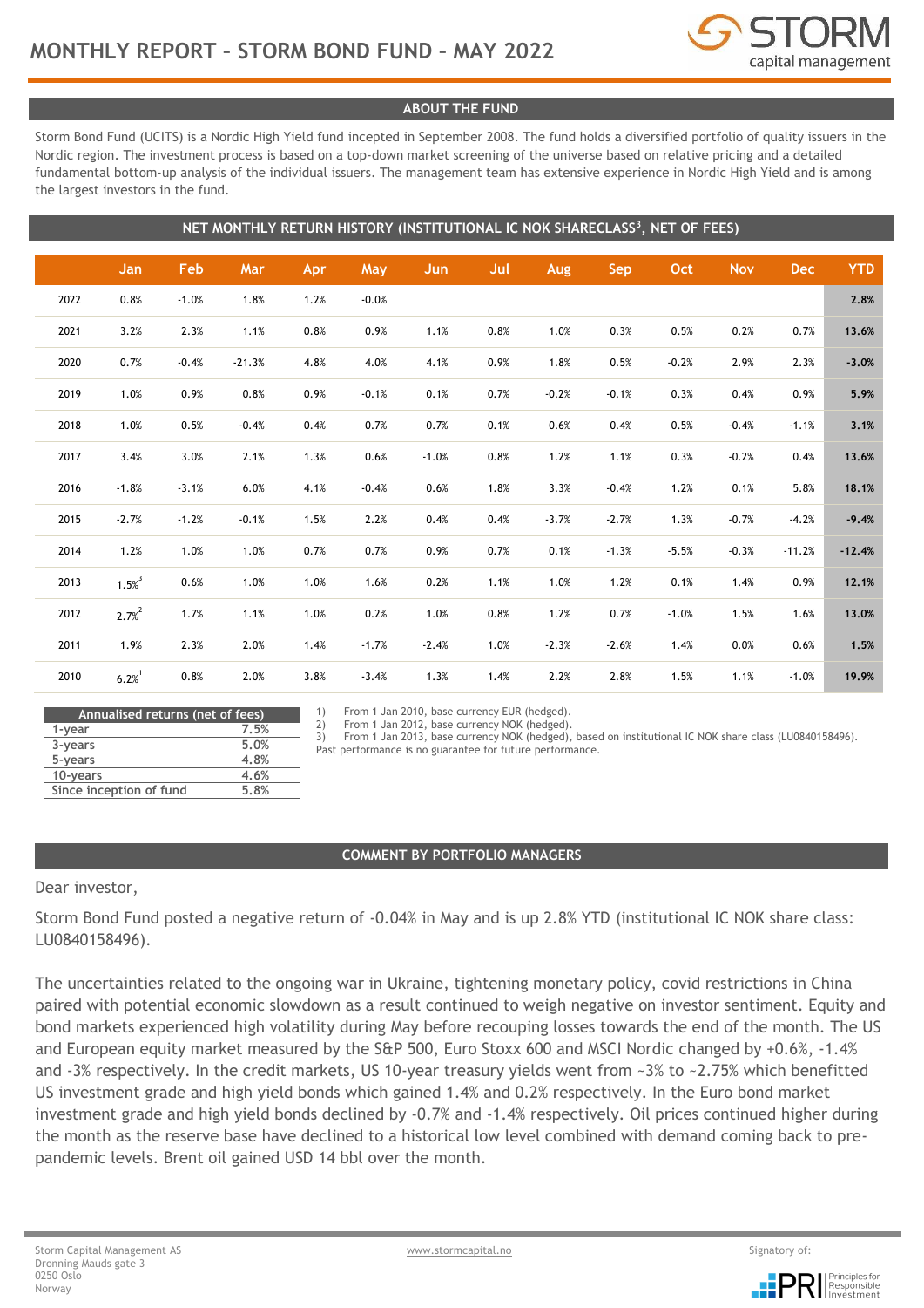# MONTHLY REPORT – STORM BOND FUND – MAY 2022

## ABOUT THE FUND

Storm Bond Fund (UCITS) is a Nordic High Yield fund incepted in September 2008. The fund holds a diversified portfolio of quality issuers in the Nordic region. The investment process is based on a top-down market screening of the universe based on relative pricing and a detailed fundamental bottom-up analysis of the individual issuers. The management team has extensive experience in Nordic High Yield and is among the largest investors in the fund.

## NET MONTHLY RETURN HISTORY (INSTITUTIONAL IC NOK SHARECLASS[3], NET OF FEES)

| | Jan | Feb | Mar | Apr | May | Jun | Jul | Aug | Sep | Oct | Nov | Dec | YTD |
|---|---|---|---|---|---|---|---|---|---|---|---|---|---|
| 2022 | 0.8% | -1.0% | 1.8% | 1.2% | -0.0% | | | | | | | | **2.8%** |
| 2021 | 3.2% | 2.3% | 1.1% | 0.8% | 0.9% | 1.1% | 0.8% | 1.0% | 0.3% | 0.5% | 0.2% | 0.7% | **13.6%** |
| 2020 | 0.7% | -0.4% | -21.3% | 4.8% | 4.0% | 4.1% | 0.9% | 1.8% | 0.5% | -0.2% | 2.9% | 2.3% | **-3.0%** |
| 2019 | 1.0% | 0.9% | 0.8% | 0.9% | -0.1% | 0.1% | 0.7% | -0.2% | -0.1% | 0.3% | 0.4% | 0.9% | **5.9%** |
| 2018 | 1.0% | 0.5% | -0.4% | 0.4% | 0.7% | 0.7% | 0.1% | 0.6% | 0.4% | 0.5% | -0.4% | -1.1% | **3.1%** |
| 2017 | 3.4% | 3.0% | 2.1% | 1.3% | 0.6% | -1.0% | 0.8% | 1.2% | 1.1% | 0.3% | -0.2% | 0.4% | **13.6%** |
| 2016 | -1.8% | -3.1% | 6.0% | 4.1% | -0.4% | 0.6% | 1.8% | 3.3% | -0.4% | 1.2% | 0.1% | 5.8% | **18.1%** |
| 2015 | -2.7% | -1.2% | -0.1% | 1.5% | 2.2% | 0.4% | 0.4% | -3.7% | -2.7% | 1.3% | -0.7% | -4.2% | **-9.4%** |
| 2014 | 1.2% | 1.0% | 1.0% | 0.7% | 0.7% | 0.9% | 0.7% | 0.1% | -1.3% | -5.5% | -0.3% | -11.2% | **-12.4%** |
| 2013 | 1.5%[3] | 0.6% | 1.0% | 1.0% | 1.6% | 0.2% | 1.1% | 1.0% | 1.2% | 0.1% | 1.4% | 0.9% | **12.1%** |
| 2012 | 2.7%[2] | 1.7% | 1.1% | 1.0% | 0.2% | 1.0% | 0.8% | 1.2% | 0.7% | -1.0% | 1.5% | 1.6% | **13.0%** |
| 2011 | 1.9% | 2.3% | 2.0% | 1.4% | -1.7% | -2.4% | 1.0% | -2.3% | -2.6% | 1.4% | 0.0% | 0.6% | **1.5%** |
| 2010 | 6.2%[1] | 0.8% | 2.0% | 3.8% | -3.4% | 1.3% | 1.4% | 2.2% | 2.8% | 1.5% | 1.1% | -1.0% | **19.9%** |

| Annualised returns (net of fees) | |
|---|---|
| 1-year | 7.5% |
| 3-years | 5.0% |
| 5-years | 4.8% |
| 10-years | 4.6% |
| Since inception of fund | 5.8% |

1) From 1 Jan 2010, base currency EUR (hedged).
2) From 1 Jan 2012, base currency NOK (hedged).
3) From 1 Jan 2013, base currency NOK (hedged), based on institutional IC NOK share class (LU0840158496).

Past performance is no guarantee for future performance.

## COMMENT BY PORTFOLIO MANAGERS

Dear investor,

Storm Bond Fund posted a negative return of -0.04% in May and is up 2.8% YTD (institutional IC NOK share class: LU0840158496).

The uncertainties related to the ongoing war in Ukraine, tightening monetary policy, covid restrictions in China paired with potential economic slowdown as a result continued to weigh negative on investor sentiment. Equity and bond markets experienced high volatility during May before recouping losses towards the end of the month. The US and European equity market measured by the S&P 500, Euro Stoxx 600 and MSCI Nordic changed by +0.6%, -1.4% and -3% respectively. In the credit markets, US 10-year treasury yields went from ~3% to ~2.75% which benefitted US investment grade and high yield bonds which gained 1.4% and 0.2% respectively. In the Euro bond market investment grade and high yield bonds declined by -0.7% and -1.4% respectively. Oil prices continued higher during the month as the reserve base have declined to a historical low level combined with demand coming back to pre-pandemic levels. Brent oil gained USD 14 bbl over the month.

Storm Capital Management AS
Dronning Mauds gate 3
0250 Oslo
Norway

www.stormcapital.no

Signatory of: PRI Principles for Responsible Investment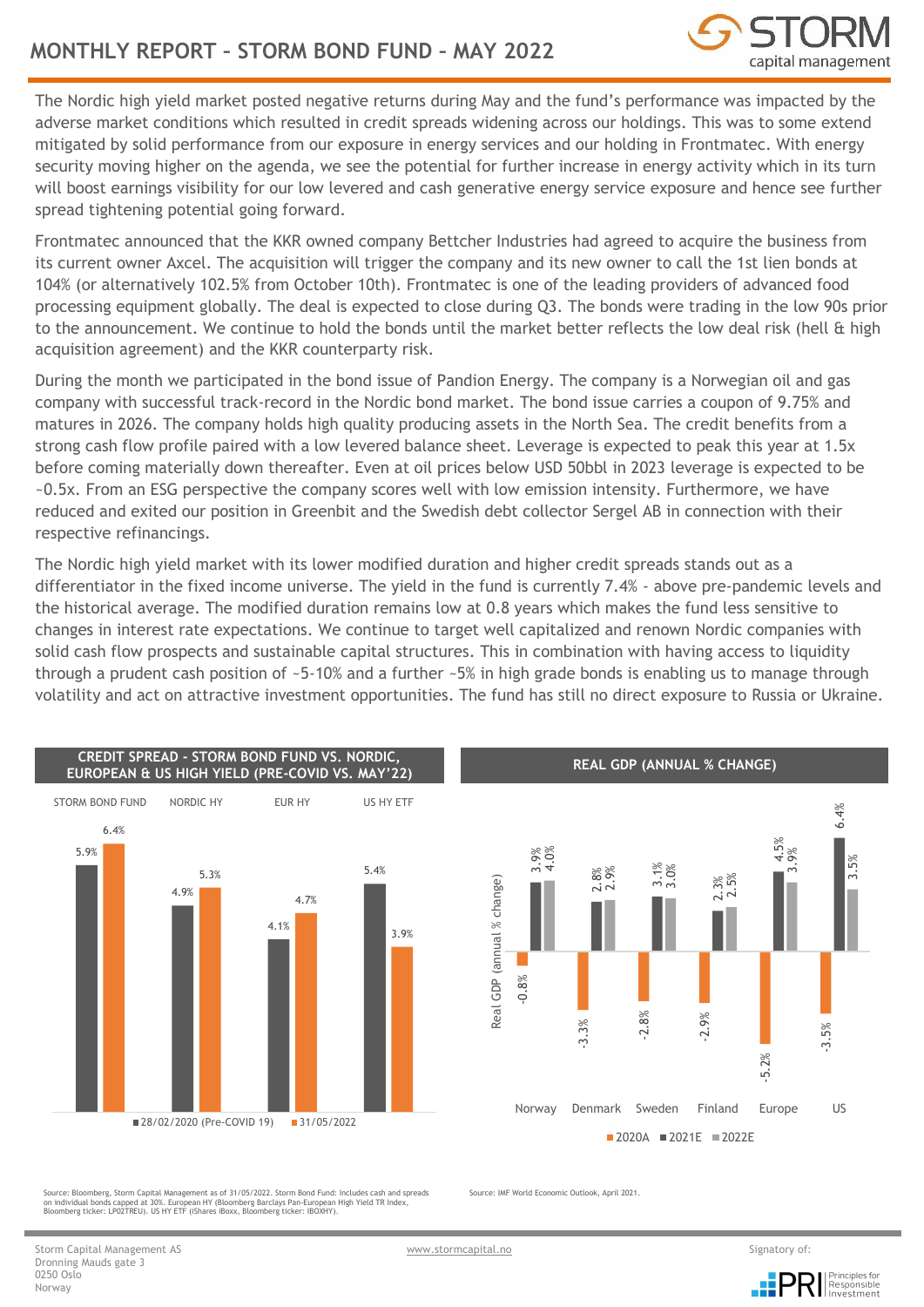# MONTHLY REPORT – STORM BOND FUND – MAY 2022

The Nordic high yield market posted negative returns during May and the fund's performance was impacted by the adverse market conditions which resulted in credit spreads widening across our holdings. This was to some extend mitigated by solid performance from our exposure in energy services and our holding in Frontmatec. With energy security moving higher on the agenda, we see the potential for further increase in energy activity which in its turn will boost earnings visibility for our low levered and cash generative energy service exposure and hence see further spread tightening potential going forward.

Frontmatec announced that the KKR owned company Bettcher Industries had agreed to acquire the business from its current owner Axcel. The acquisition will trigger the company and its new owner to call the 1st lien bonds at 104% (or alternatively 102.5% from October 10th). Frontmatec is one of the leading providers of advanced food processing equipment globally. The deal is expected to close during Q3. The bonds were trading in the low 90s prior to the announcement. We continue to hold the bonds until the market better reflects the low deal risk (hell & high acquisition agreement) and the KKR counterparty risk.

During the month we participated in the bond issue of Pandion Energy. The company is a Norwegian oil and gas company with successful track-record in the Nordic bond market. The bond issue carries a coupon of 9.75% and matures in 2026. The company holds high quality producing assets in the North Sea. The credit benefits from a strong cash flow profile paired with a low levered balance sheet. Leverage is expected to peak this year at 1.5x before coming materially down thereafter. Even at oil prices below USD 50bbl in 2023 leverage is expected to be ~0.5x. From an ESG perspective the company scores well with low emission intensity. Furthermore, we have reduced and exited our position in Greenbit and the Swedish debt collector Sergel AB in connection with their respective refinancings.

The Nordic high yield market with its lower modified duration and higher credit spreads stands out as a differentiator in the fixed income universe. The yield in the fund is currently 7.4% - above pre-pandemic levels and the historical average. The modified duration remains low at 0.8 years which makes the fund less sensitive to changes in interest rate expectations. We continue to target well capitalized and renown Nordic companies with solid cash flow prospects and sustainable capital structures. This in combination with having access to liquidity through a prudent cash position of ~5-10% and a further ~5% in high grade bonds is enabling us to manage through volatility and act on attractive investment opportunities. The fund has still no direct exposure to Russia or Ukraine.

## CREDIT SPREAD - STORM BOND FUND VS. NORDIC, EUROPEAN & US HIGH YIELD (PRE-COVID VS. MAY'22)

| | STORM BOND FUND | NORDIC HY | EUR HY | US HY ETF |
|---|---|---|---|---|
| 28/02/2020 (Pre-COVID 19) | 5.9% | 4.9% | 4.1% | 5.4% |
| 31/05/2022 | 6.4% | 5.3% | 4.7% | 3.9% |

Source: Bloomberg, Storm Capital Management as of 31/05/2022. Storm Bond Fund: Includes cash and spreads on individual bonds capped at 30%. European HY (Bloomberg Barclays Pan-European High Yield TR Index, Bloomberg ticker: LP02TREU). US HY ETF (iShares iBoxx, Bloomberg ticker: IBOXHY).

## REAL GDP (ANNUAL % CHANGE)

| Real GDP (annual % change) | Norway | Denmark | Sweden | Finland | Europe | US |
|---|---|---|---|---|---|---|
| 2020A | -0.8% | -3.3% | -2.8% | -2.9% | -5.2% | -3.5% |
| 2021E | 3.9% | 2.8% | 3.1% | 2.3% | 4.5% | 6.4% |
| 2022E | 4.0% | 2.9% | 3.0% | 2.5% | 3.9% | 3.5% |

Source: IMF World Economic Outlook, April 2021.

Storm Capital Management AS
Dronning Mauds gate 3
0250 Oslo
Norway

www.stormcapital.no

Signatory of: PRI Principles for Responsible Investment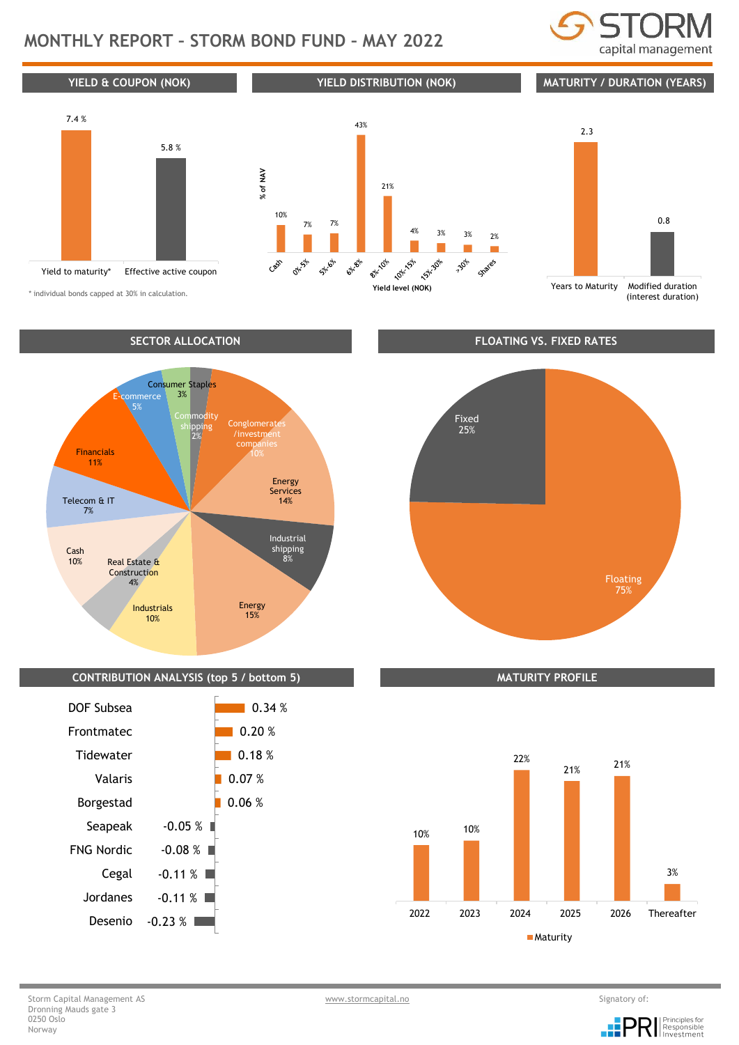# MONTHLY REPORT – STORM BOND FUND – MAY 2022

STORM capital management

## YIELD & COUPON (NOK)

| | Value |
|---|---|
| Yield to maturity* | 7.4 % |
| Effective active coupon | 5.8 % |

\* individual bonds capped at 30% in calculation.

## YIELD DISTRIBUTION (NOK)

| Yield level (NOK) | % of NAV |
|---|---|
| Cash | 10% |
| 0%-5% | 7% |
| 5%-6% | 7% |
| 6%-8% | 43% |
| 8%-10% | 21% |
| 10%-15% | 4% |
| 15%-30% | 3% |
| >30% | 3% |
| Shares | 2% |

## MATURITY / DURATION (YEARS)

| | Years |
|---|---|
| Years to Maturity | 2.3 |
| Modified duration (interest duration) | 0.8 |

## SECTOR ALLOCATION

| Sector | % |
|---|---|
| Conglomerates /investment companies | 10% |
| Energy Services | 14% |
| Industrial shipping | 8% |
| Energy | 15% |
| Industrials | 10% |
| Real Estate & Construction | 4% |
| Cash | 10% |
| Telecom & IT | 7% |
| Financials | 11% |
| E-commerce | 5% |
| Consumer Staples | 3% |
| Commodity shipping | 2% |

## FLOATING VS. FIXED RATES

| | % |
|---|---|
| Fixed | 25% |
| Floating | 75% |

## CONTRIBUTION ANALYSIS (top 5 / bottom 5)

| Issuer | Contribution |
|---|---|
| DOF Subsea | 0.34 % |
| Frontmatec | 0.20 % |
| Tidewater | 0.18 % |
| Valaris | 0.07 % |
| Borgestad | 0.06 % |
| Seapeak | -0.05 % |
| FNG Nordic | -0.08 % |
| Cegal | -0.11 % |
| Jordanes | -0.11 % |
| Desenio | -0.23 % |

## MATURITY PROFILE

| Year | Maturity |
|---|---|
| 2022 | 10% |
| 2023 | 10% |
| 2024 | 22% |
| 2025 | 21% |
| 2026 | 21% |
| Thereafter | 3% |

Storm Capital Management AS
Dronning Mauds gate 3
0250 Oslo
Norway

www.stormcapital.no

Signatory of: PRI Principles for Responsible Investment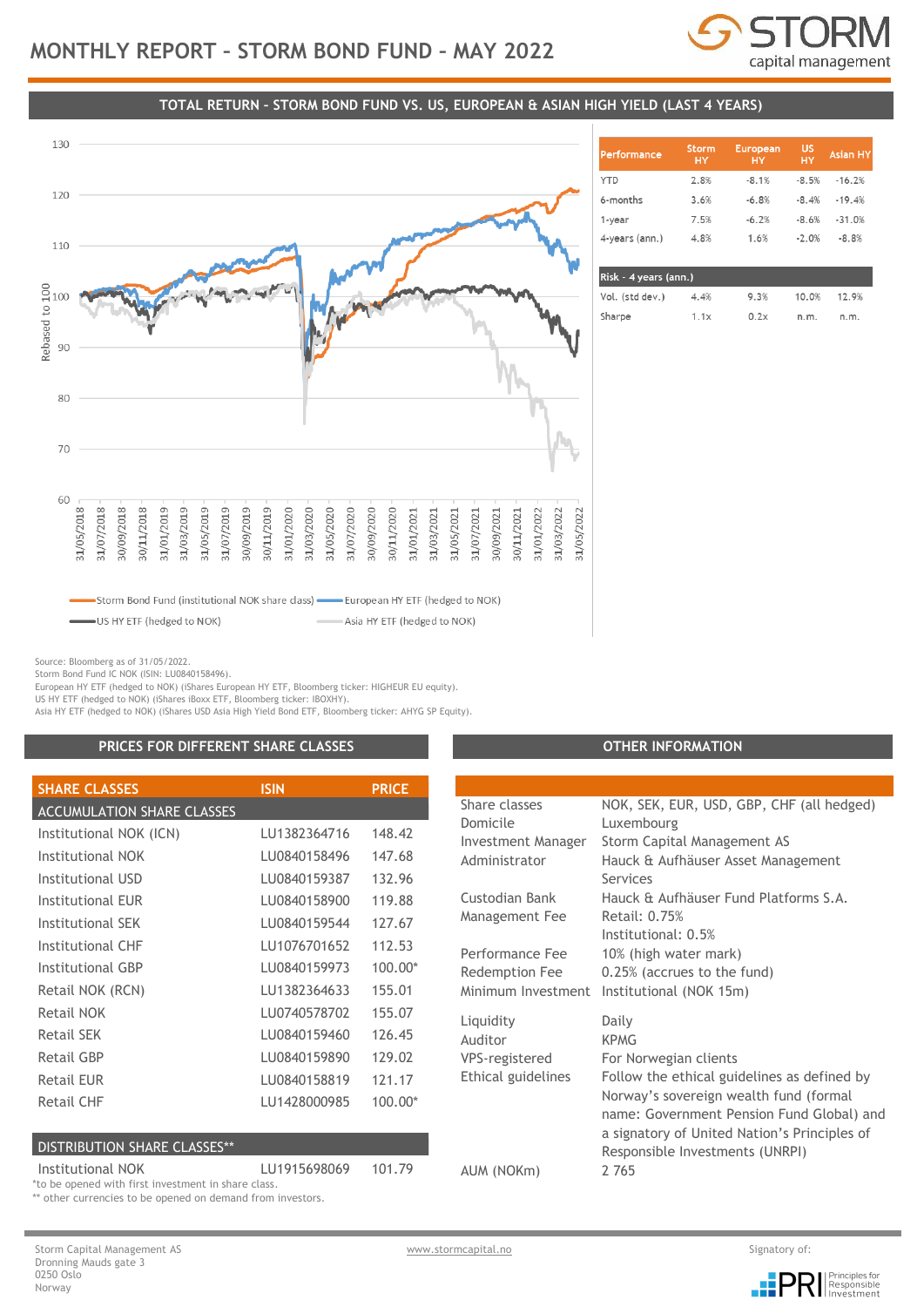# MONTHLY REPORT – STORM BOND FUND – MAY 2022

## TOTAL RETURN – STORM BOND FUND VS. US, EUROPEAN & ASIAN HIGH YIELD (LAST 4 YEARS)

| Performance | Storm HY | European HY | US HY | Asian HY |
|---|---|---|---|---|
| YTD | 2.8% | -8.1% | -8.5% | -16.2% |
| 6-months | 3.6% | -6.8% | -8.4% | -19.4% |
| 1-year | 7.5% | -6.2% | -8.6% | -31.0% |
| 4-years (ann.) | 4.8% | 1.6% | -2.0% | -8.8% |

| Risk - 4 years (ann.) | Storm HY | European HY | US HY | Asian HY |
|---|---|---|---|---|
| Vol. (std dev.) | 4.4% | 9.3% | 10.0% | 12.9% |
| Sharpe | 1.1x | 0.2x | n.m. | n.m. |

Storm Bond Fund (institutional NOK share class) | European HY ETF (hedged to NOK) | US HY ETF (hedged to NOK) | Asia HY ETF (hedged to NOK)

Source: Bloomberg as of 31/05/2022.
Storm Bond Fund IC NOK (ISIN: LU0840158496).
European HY ETF (hedged to NOK) (iShares European HY ETF, Bloomberg ticker: HIGHEUR EU equity).
US HY ETF (hedged to NOK) (iShares iBoxx ETF, Bloomberg ticker: IBOXHY).
Asia HY ETF (hedged to NOK) (iShares USD Asia High Yield Bond ETF, Bloomberg ticker: AHYG SP Equity).

## PRICES FOR DIFFERENT SHARE CLASSES

| SHARE CLASSES | ISIN | PRICE |
|---|---|---|
| **ACCUMULATION SHARE CLASSES** | | |
| Institutional NOK (ICN) | LU1382364716 | 148.42 |
| Institutional NOK | LU0840158496 | 147.68 |
| Institutional USD | LU0840159387 | 132.96 |
| Institutional EUR | LU0840158900 | 119.88 |
| Institutional SEK | LU0840159544 | 127.67 |
| Institutional CHF | LU1076701652 | 112.53 |
| Institutional GBP | LU0840159973 | 100.00* |
| Retail NOK (RCN) | LU1382364633 | 155.01 |
| Retail NOK | LU0740578702 | 155.07 |
| Retail SEK | LU0840159460 | 126.45 |
| Retail GBP | LU0840159890 | 129.02 |
| Retail EUR | LU0840158819 | 121.17 |
| Retail CHF | LU1428000985 | 100.00* |
| **DISTRIBUTION SHARE CLASSES**** | | |
| Institutional NOK | LU1915698069 | 101.79 |

*to be opened with first investment in share class.
** other currencies to be opened on demand from investors.

## OTHER INFORMATION

| | |
|---|---|
| Share classes | NOK, SEK, EUR, USD, GBP, CHF (all hedged) |
| Domicile | Luxembourg |
| Investment Manager | Storm Capital Management AS |
| Administrator | Hauck & Aufhäuser Asset Management Services |
| Custodian Bank | Hauck & Aufhäuser Fund Platforms S.A. |
| Management Fee | Retail: 0.75%<br>Institutional: 0.5% |
| Performance Fee | 10% (high water mark) |
| Redemption Fee | 0.25% (accrues to the fund) |
| Minimum Investment | Institutional (NOK 15m) |
| Liquidity | Daily |
| Auditor | KPMG |
| VPS-registered | For Norwegian clients |
| Ethical guidelines | Follow the ethical guidelines as defined by Norway's sovereign wealth fund (formal name: Government Pension Fund Global) and a signatory of United Nation's Principles of Responsible Investments (UNRPI) |
| AUM (NOKm) | 2 765 |

Storm Capital Management AS
Dronning Mauds gate 3
0250 Oslo
Norway

www.stormcapital.no

Signatory of: PRI Principles for Responsible Investment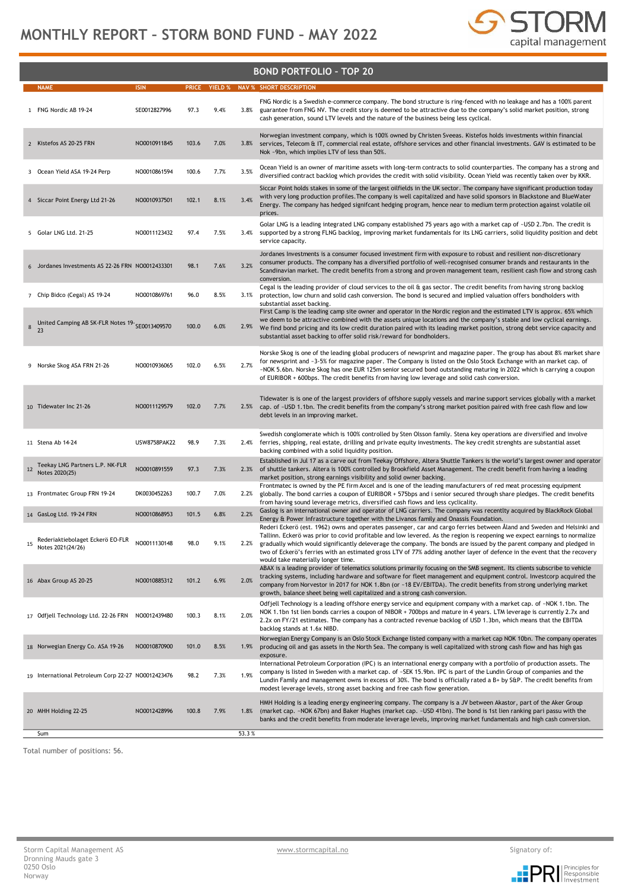# MONTHLY REPORT – STORM BOND FUND – MAY 2022

## BOND PORTFOLIO – TOP 20

| | NAME | ISIN | PRICE | YIELD % | NAV % | SHORT DESCRIPTION |
|---|---|---|---|---|---|---|
| 1 | FNG Nordic AB 19-24 | SE0012827996 | 97.3 | 9.4% | 3.8% | FNG Nordic is a Swedish e-commerce company. The bond structure is ring-fenced with no leakage and has a 100% parent guarantee from FNG NV. The credit story is deemed to be attractive due to the company's solid market position, strong cash generation, sound LTV levels and the nature of the business being less cyclical. |
| 2 | Kistefos AS 20-25 FRN | NO0010911845 | 103.6 | 7.0% | 3.8% | Norwegian investment company, which is 100% owned by Christen Sveeas. Kistefos holds investments within financial services, Telecom & IT, commercial real estate, offshore services and other financial investments. GAV is estimated to be Nok ~9bn, which implies LTV of less than 50%. |
| 3 | Ocean Yield ASA 19-24 Perp | NO0010861594 | 100.6 | 7.7% | 3.5% | Ocean Yield is an owner of maritime assets with long-term contracts to solid counterparties. The company has a strong and diversified contract backlog which provides the credit with solid visibility. Ocean Yield was recently taken over by KKR. |
| 4 | Siccar Point Energy Ltd 21-26 | NO0010937501 | 102.1 | 8.1% | 3.4% | Siccar Point holds stakes in some of the largest oilfields in the UK sector. The company have significant production today with very long production profiles.The company is well capitalized and have solid sponsors in Blackstone and BlueWater Energy. The company has hedged signifcant hedging program, hence near to medium term protection against volatile oil prices. |
| 5 | Golar LNG Ltd. 21-25 | NO0011123432 | 97.4 | 7.5% | 3.4% | Golar LNG is a leading integrated LNG company established 75 years ago with a market cap of ~USD 2.7bn. The credit is supported by a strong FLNG backlog, improving market fundamentals for its LNG carriers, solid liquidity position and debt service capacity. |
| 6 | Jordanes Investments AS 22-26 FRN | NO0012433301 | 98.1 | 7.6% | 3.2% | Jordanes Investments is a consumer focused investment firm with exposure to robust and resilient non-discretionary consumer products. The company has a diversified portfolio of well-recognised consumer brands and restaurants in the Scandinavian market. The credit benefits from a strong and proven management team, resilient cash flow and strong cash conversion. |
| 7 | Chip Bidco (Cegal) AS 19-24 | NO0010869761 | 96.0 | 8.5% | 3.1% | Cegal is the leading provider of cloud services to the oil & gas sector. The credit benefits from having strong backlog protection, low churn and solid cash conversion. The bond is secured and implied valuation offers bondholders with substantial asset backing. |
| 8 | United Camping AB SK-FLR Notes 19-23 | SE0013409570 | 100.0 | 6.0% | 2.9% | First Camp is the leading camp site owner and operator in the Nordic region and the estimated LTV is approx. 65% which we deem to be attractive combined with the assets unique locations and the company's stable and low cyclical earnings. We find bond pricing and its low credit duration paired with its leading market position, strong debt service capacity and substantial asset backing to offer solid risk/reward for bondholders. |
| 9 | Norske Skog ASA FRN 21-26 | NO0010936065 | 102.0 | 6.5% | 2.7% | Norske Skog is one of the leading global producers of newsprint and magazine paper. The group has about 8% market share for newsprint and ~3-5% for magazine paper. The Company is listed on the Oslo Stock Exchange with an market cap. of ~NOK 5.6bn. Norske Skog has one EUR 125m senior secured bond outstanding maturing in 2022 which is carrying a coupon of EURIBOR + 600bps. The credit benefits from having low leverage and solid cash conversion. |
| 10 | Tidewater Inc 21-26 | NO0011129579 | 102.0 | 7.7% | 2.5% | Tidewater is is one of the largest providers of offshore supply vessels and marine support services globally with a market cap. of ~USD 1.1bn. The credit benefits from the company's strong market position paired with free cash flow and low debt levels in an improving market. |
| 11 | Stena Ab 14-24 | USW8758PAK22 | 98.9 | 7.3% | 2.4% | Swedish conglomerate which is 100% controlled by Sten Olsson family. Stena key operations are diversified and involve ferries, shipping, real estate, drilling and private equity investments. The key credit strenghts are substantial asset backing combined with a solid liquidity position. |
| 12 | Teekay LNG Partners L.P. NK-FLR Notes 2020(25) | NO0010891559 | 97.3 | 7.3% | 2.3% | Established in Jul 17 as a carve out from Teekay Offshore, Altera Shuttle Tankers is the world's largest owner and operator of shuttle tankers. Altera is 100% controlled by Brookfield Asset Management. The credit benefit from having a leading market position, strong earnings visibility and solid owner backing. |
| 13 | Frontmatec Group FRN 19-24 | DK0030452263 | 100.7 | 7.0% | 2.2% | Frontmatec is owned by the PE firm Axcel and is one of the leading manufacturers of red meat processing equipment globally. The bond carries a coupon of EURIBOR + 575bps and i senior secured through share pledges. The credit benefits from having sound leverage metrics, diversified cash flows and less cyclicality. |
| 14 | GasLog Ltd. 19-24 FRN | NO0010868953 | 101.5 | 6.8% | 2.2% | Gaslog is an international owner and operator of LNG carriers. The company was recentlty acquired by BlackRock Global Energy & Power Infrastructure together with the Livanos family and Onassis Foundation. |
| 15 | Rederiaktiebolaget Eckerö EO-FLR Notes 2021(24/26) | NO0011130148 | 98.0 | 9.1% | 2.2% | Rederi Eckerö (est. 1962) owns and operates passenger, car and cargo ferries between Åland and Sweden and Helsinki and Tallinn. Eckerö was prior to covid profitable and low levered. As the region is reopening we expect earnings to normalize gradually which would significantly deleverage the company. The bonds are issued by the parent company and pledged in two of Eckerö's ferries with an estimated gross LTV of 77% adding another layer of defence in the event that the recovery would take materially longer time. |
| 16 | Abax Group AS 20-25 | NO0010885312 | 101.2 | 6.9% | 2.0% | ABAX is a leading provider of telematics solutions primarily focusing on the SMB segment. Its clients subscribe to vehicle tracking systems, including hardware and software for fleet management and equipment control. Investcorp acquired the company from Norvestor in 2017 for NOK 1.8bn (or ~18 EV/EBITDA). The credit benefits from strong underlying market growth, balance sheet being well capitalized and a strong cash conversion. |
| 17 | Odfjell Technology Ltd. 22-26 FRN | NO0012439480 | 100.3 | 8.1% | 2.0% | Odfjell Technology is a leading offshore energy service and equipment company with a market cap. of ~NOK 1.1bn. The NOK 1.1bn 1st lien bonds carries a coupon of NIBOR + 700bps and mature in 4 years. LTM leverage is currently 2.7x and 2.2x on FY/21 estimates. The company has a contracted revenue backlog of USD 1.3bn, which means that the EBITDA backlog stands at 1.6x NIBD. |
| 18 | Norwegian Energy Co. ASA 19-26 | NO0010870900 | 101.0 | 8.5% | 1.9% | Norwegian Energy Company is an Oslo Stock Exchange listed company with a market cap NOK 10bn. The company operates producing oil and gas assets in the North Sea. The company is well capitalized with strong cash flow and has high gas exposure. |
| 19 | International Petroleum Corp 22-27 | NO0012423476 | 98.2 | 7.3% | 1.9% | International Petroleum Corporation (IPC) is an international energy company with a portfolio of production assets. The company is listed in Sweden with a market cap. of ~SEK 15.9bn. IPC is part of the Lundin Group of companies and the Lundin Family and management owns in excess of 30%. The bond is officially rated a B+ by S&P. The credit benefits from modest leverage levels, strong asset backing and free cash flow generation. |
| 20 | MHH Holding 22-25 | NO0012428996 | 100.8 | 7.9% | 1.8% | HMH Holding is a leading energy engineering company. The company is a JV between Akastor, part of the Aker Group (market cap. ~NOK 67bn) and Baker Hughes (market cap. ~USD 41bn). The bond is 1st lien ranking pari passu with the banks and the credit benefits from moderate leverage levels, improving market fundamentals and high cash conversion. |
| | Sum | | | | 53.3 % | |

Total number of positions: 56.

Storm Capital Management AS
Dronning Mauds gate 3
0250 Oslo
Norway

www.stormcapital.no

Signatory of: PRI Principles for Responsible Investment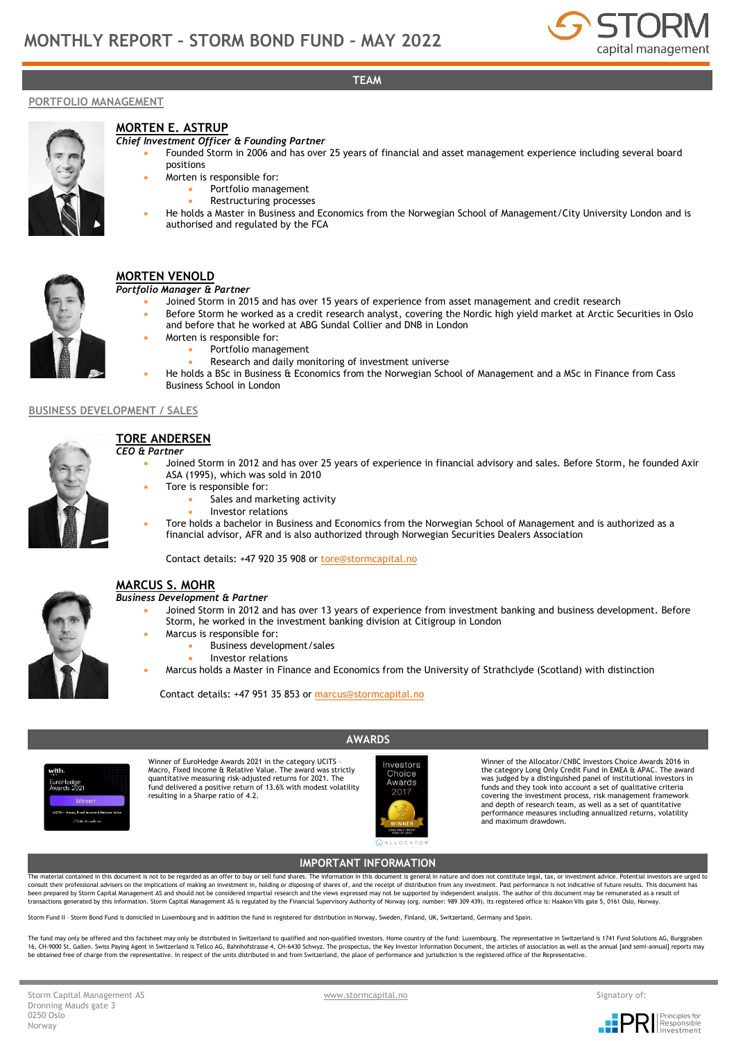# MONTHLY REPORT – STORM BOND FUND – MAY 2022

## TEAM

### PORTFOLIO MANAGEMENT

**MORTEN E. ASTRUP**

***Chief Investment Officer & Founding Partner***

- Founded Storm in 2006 and has over 25 years of financial and asset management experience including several board positions
- Morten is responsible for:
  - Portfolio management
  - Restructuring processes
- He holds a Master in Business and Economics from the Norwegian School of Management/City University London and is authorised and regulated by the FCA

**MORTEN VENOLD**

***Portfolio Manager & Partner***

- Joined Storm in 2015 and has over 15 years of experience from asset management and credit research
- Before Storm he worked as a credit research analyst, covering the Nordic high yield market at Arctic Securities in Oslo and before that he worked at ABG Sundal Collier and DNB in London
- Morten is responsible for:
  - Portfolio management
  - Research and daily monitoring of investment universe
- He holds a BSc in Business & Economics from the Norwegian School of Management and a MSc in Finance from Cass Business School in London

### BUSINESS DEVELOPMENT / SALES

**TORE ANDERSEN**

***CEO & Partner***

- Joined Storm in 2012 and has over 25 years of experience in financial advisory and sales. Before Storm, he founded Axir ASA (1995), which was sold in 2010
- Tore is responsible for:
  - Sales and marketing activity
  - Investor relations
- Tore holds a bachelor in Business and Economics from the Norwegian School of Management and is authorized as a financial advisor, AFR and is also authorized through Norwegian Securities Dealers Association

Contact details: +47 920 35 908 or tore@stormcapital.no

**MARCUS S. MOHR**

***Business Development & Partner***

- Joined Storm in 2012 and has over 13 years of experience from investment banking and business development. Before Storm, he worked in the investment banking division at Citigroup in London
- Marcus is responsible for:
  - Business development/sales
  - Investor relations
- Marcus holds a Master in Finance and Economics from the University of Strathclyde (Scotland) with distinction

Contact details: +47 951 35 853 or marcus@stormcapital.no

## AWARDS

Winner of EuroHedge Awards 2021 in the category UCITS – Macro, Fixed Income & Relative Value. The award was strictly quantitative measuring risk-adjusted returns for 2021. The fund delivered a positive return of 13.6% with modest volatility resulting in a Sharpe ratio of 4.2.

Winner of the Allocator/CNBC Investors Choice Awards 2016 in the category Long Only Credit Fund in EMEA & APAC. The award was judged by a distinguished panel of institutional investors in funds and they took into account a set of qualitative criteria covering the investment process, risk management framework and depth of research team, as well as a set of quantitative performance measures including annualized returns, volatility and maximum drawdown.

## IMPORTANT INFORMATION

The material contained in this document is not to be regarded as an offer to buy or sell fund shares. The information in this document is general in nature and does not constitute legal, tax, or investment advice. Potential investors are urged to consult their professional advisers on the implications of making an investment in, holding or disposing of shares of, and the receipt of distribution from any investment. Past performance is not indicative of future results. This document has been prepared by Storm Capital Management AS and should not be considered impartial research and the views expressed may not be supported by independent analysis. The author of this document may be remunerated as a result of transactions generated by this information. Storm Capital Management AS is regulated by the Financial Supervisory Authority of Norway (org. number: 989 309 439). Its registered office is: Haakon VIIs gate 5, 0161 Oslo, Norway.

Storm Fund II – Storm Bond Fund is domiciled in Luxembourg and in addition the fund in registered for distribution in Norway, Sweden, Finland, UK, Switzerland, Germany and Spain.

The fund may only be offered and this factsheet may only be distributed in Switzerland to qualified and non-qualified investors. Home country of the fund: Luxembourg. The representative in Switzerland is 1741 Fund Solutions AG, Burggraben 16, CH-9000 St. Gallen. Swiss Paying Agent in Switzerland is Tellco AG, Bahnhofstrasse 4, CH-6430 Schwyz. The prospectus, the Key Investor Information Document, the articles of association as well as the annual [and semi-annual] reports may be obtained free of charge from the representative. In respect of the units distributed in and from Switzerland, the place of performance and jurisdiction is the registered office of the Representative.

Storm Capital Management AS
Dronning Mauds gate 3
0250 Oslo
Norway

www.stormcapital.no

Signatory of: PRI Principles for Responsible Investment